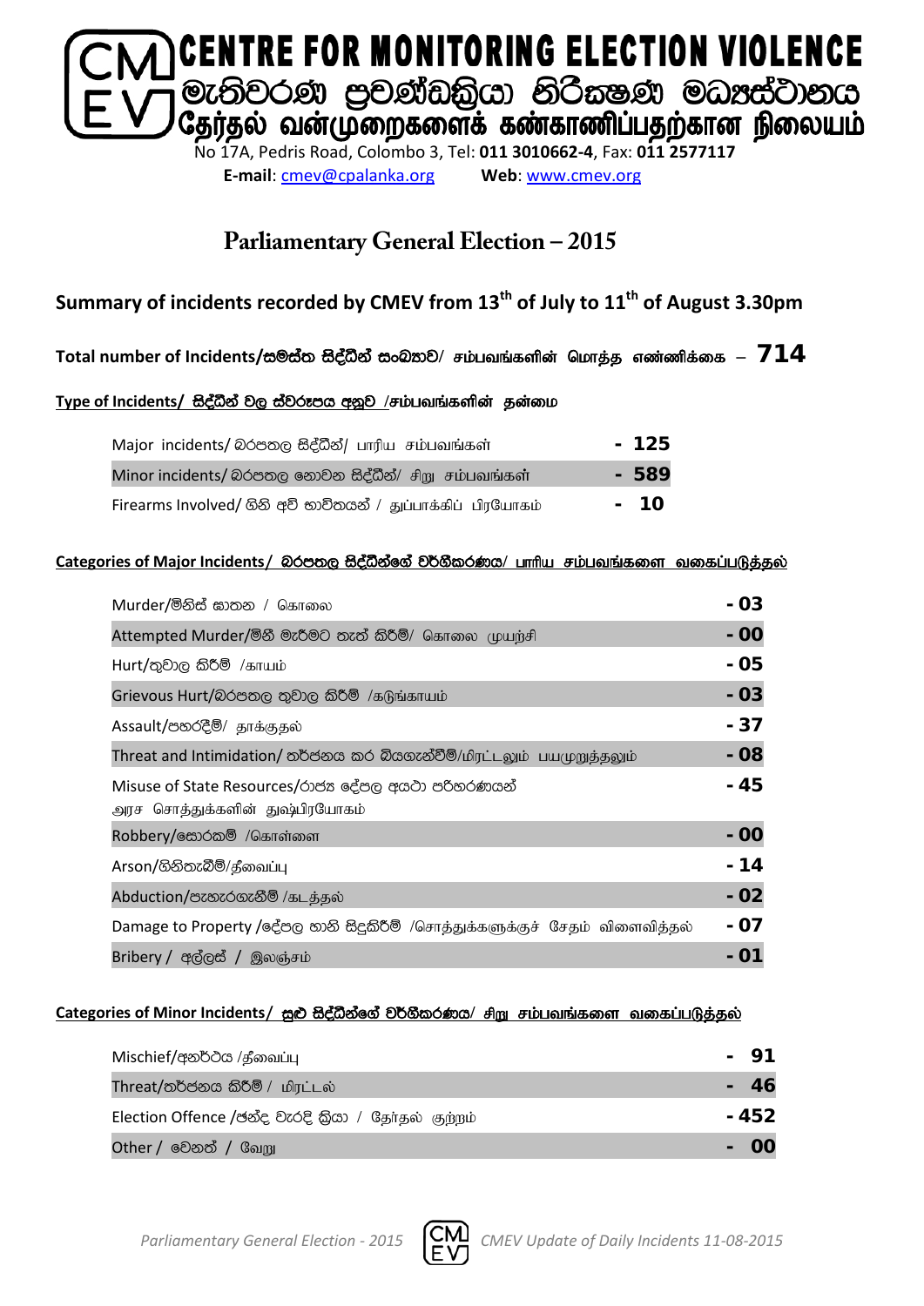# CENTRE FOR MONITORING ELECTION VIOLENCE
## මැතිවරණ ප්‍රචණ්ඩක්‍රියා නිරීක්ෂණ මධ්‍යස්ථානය
## தேர்தல் வன்முறைகளைக் கண்காணிப்பதற்கான நிலையம்

No 17A, Pedris Road, Colombo 3, Tel: **011 3010662-4**, Fax: **011 2577117**

**E-mail**: cmev@cpalanka.org **Web**: www.cmev.org

## Parliamentary General Election – 2015

### Summary of incidents recorded by CMEV from 13th of July to 11th of August 3.30pm

**Total number of Incidents/සමස්ත සිද්ධීන් සංඛ්‍යාව/ சம்பவங்களின் மொத்த எண்ணிக்கை – 714**

**Type of Incidents/ සිද්ධීන් වල ස්වරූපය අනුව /சம்பவங்களின் தன்மை**

| Type | Count |
|---|---|
| Major incidents/ බරපතල සිද්ධීන්/ பாரிய சம்பவங்கள் | - 125 |
| Minor incidents/ බරපතල නොවන සිද්ධීන්/ சிறு சம்பவங்கள் | - 589 |
| Firearms Involved/ ගිනි අවි භාවිතයන් / துப்பாக்கிப் பிரயோகம் | - 10 |

**Categories of Major Incidents/ බරපතල සිද්ධීන්ගේ වර්ගීකරණය/ பாரிய சம்பவங்களை வகைப்படுத்தல்**

| Category | Count |
|---|---|
| Murder/මිනිස් ඝාතන / கொலை | - 03 |
| Attempted Murder/මිනී මැරීමට තැත් කිරීම්/ கொலை முயற்சி | - 00 |
| Hurt/තුවාල කිරීම් /காயம் | - 05 |
| Grievous Hurt/බරපතල තුවාල කිරීම් /கடுங்காயம் | - 03 |
| Assault/පහරදීම්/ தாக்குதல் | - 37 |
| Threat and Intimidation/ තර්ජනය කර බියගැන්වීම්/மிரட்டலும் பயமுறுத்தலும் | - 08 |
| Misuse of State Resources/රාජ්‍ය දේපල අයථා පරිහරණයන් அரச சொத்துக்களின் துஷ்பிரயோகம் | - 45 |
| Robbery/සොරකම් /கொள்ளை | - 00 |
| Arson/ගිනිතැබීම්/தீவைப்பு | - 14 |
| Abduction/පැහැරගැනීම් /கடத்தல் | - 02 |
| Damage to Property /දේපල හානි සිදුකිරීම් /சொத்துக்களுக்குச் சேதம் விளைவித்தல் | - 07 |
| Bribery / අල්ලස් / இலஞ்சம் | - 01 |

**Categories of Minor Incidents/ සුළු සිද්ධීන්ගේ වර්ගීකරණය/ சிறு சம்பவங்களை வகைப்படுத்தல்**

| Category | Count |
|---|---|
| Mischief/අනර්ථය /தீவைப்பு | - 91 |
| Threat/තර්ජනය කිරීම් / மிரட்டல் | - 46 |
| Election Offence /ඡන්ද වැරදි ක්‍රියා / தேர்தல் குற்றம் | - 452 |
| Other / වෙනත් / வேறு | - 00 |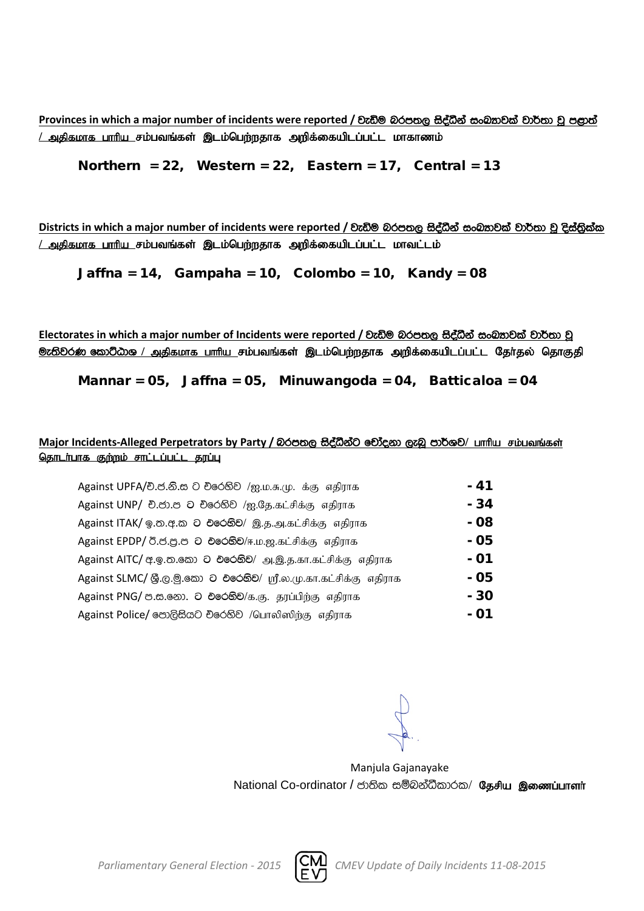**Provinces in which a major number of incidents were reported / වැඩිම බරපතල සිද්ධීන් සංඛ්‍යාවක් වාර්තා වූ පළාත් / அதிகமாக பாரிய சம்பவங்கள் இடம்பெற்றதாக அறிக்கையிடப்பட்ட மாகாணம்**

**Northern = 22, Western = 22, Eastern = 17, Central = 13**

**Districts in which a major number of incidents were reported / වැඩිම බරපතල සිද්ධීන් සංඛ්‍යාවක් වාර්තා වූ දිස්ත්‍රික්ක / அதிகமாக பாரிய சம்பவங்கள் இடம்பெற்றதாக அறிக்கையிடப்பட்ட மாவட்டம்**

**Jaffna = 14, Gampaha = 10, Colombo = 10, Kandy = 08**

**Electorates in which a major number of Incidents were reported / වැඩිම බරපතල සිද්ධීන් සංඛ්‍යාවක් වාර්තා වූ මැතිවරණ කොට්ඨාශ / அதிகமாக பாரிய சம்பவங்கள் இடம்பெற்றதாக அறிக்கையிடப்பட்ட தேர்தல் தொகுதி**

**Mannar = 05, Jaffna = 05, Minuwangoda = 04, Batticaloa = 04**

**Major Incidents-Alleged Perpetrators by Party / බරපතල සිද්ධීන්ට චෝදනා ලැබූ පාර්ශව/ பாரிய சம்பவங்கள் தொடர்பாக குற்றம் சாட்டப்பட்ட தரப்பு**

| | |
|---|---|
| Against UPFA/එ.ජ.නි.ස ට එරෙහිව /ஐ.ம.சு.மு. க்கு எதிராக | **- 41** |
| Against UNP/ එ.ජා.ප ට එරෙහිව /ஐ.தே.கட்சிக்கு எதிராக | **- 34** |
| Against ITAK/ ඉ.ත.අ.ක ට එරෙහිව/ இ.த.அ.கட்சிக்கு எதிராக | **- 08** |
| Against EPDP/ ඊ.ජ.ප්‍ර.ප ට එරෙහිව/ஈ.ம.ஜ.கட்சிக்கு எதிராக | **- 05** |
| Against AITC/ අ.ඉ.ත.කො ට එරෙහිව/ அ.இ.த.கா.கட்சிக்கு எதிராக | **- 01** |
| Against SLMC/ ශ්‍රී.ල.මු.කො ට එරෙහිව/ ஸ்ரீ.ல.மு.கா.கட்சிக்கு எதிராக | **- 05** |
| Against PNG/ ප.ස.නො. ට එරෙහිව/க.கு. தரப்பிற்கு எதிராக | **- 30** |
| Against Police/ පොලිසියට එරෙහිව /பொலிஸிற்கு எதிராக | **- 01** |

Manjula Gajanayake
National Co-ordinator / ජාතික සම්බන්ධීකාරක/ **தேசிய இணைப்பாளர்**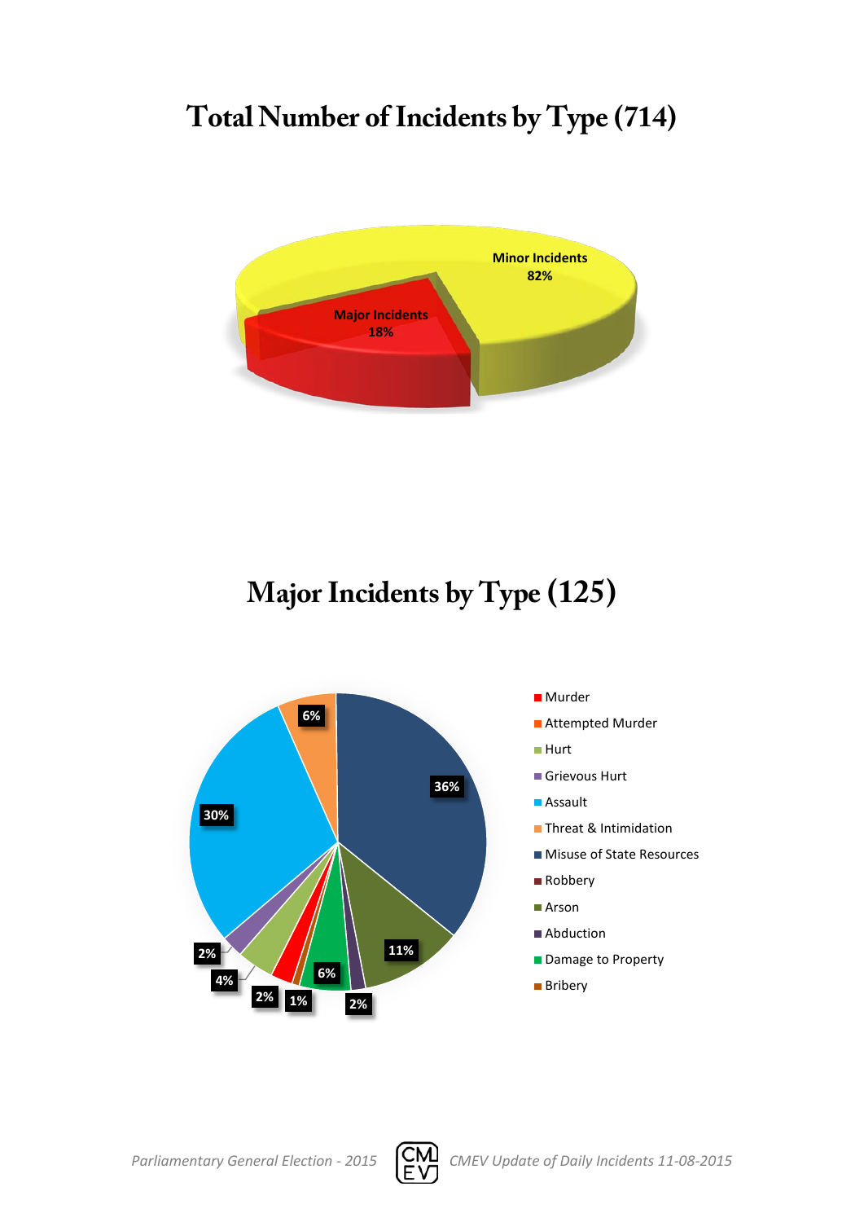# Total Number of Incidents by Type (714)

Minor Incidents 82%

Major Incidents 18%

# Major Incidents by Type (125)

- Murder
- Attempted Murder
- Hurt
- Grievous Hurt
- Assault
- Threat & Intimidation
- Misuse of State Resources
- Robbery
- Arson
- Abduction
- Damage to Property
- Bribery

36%, 11%, 2%, 6%, 1%, 2%, 4%, 2%, 30%, 6%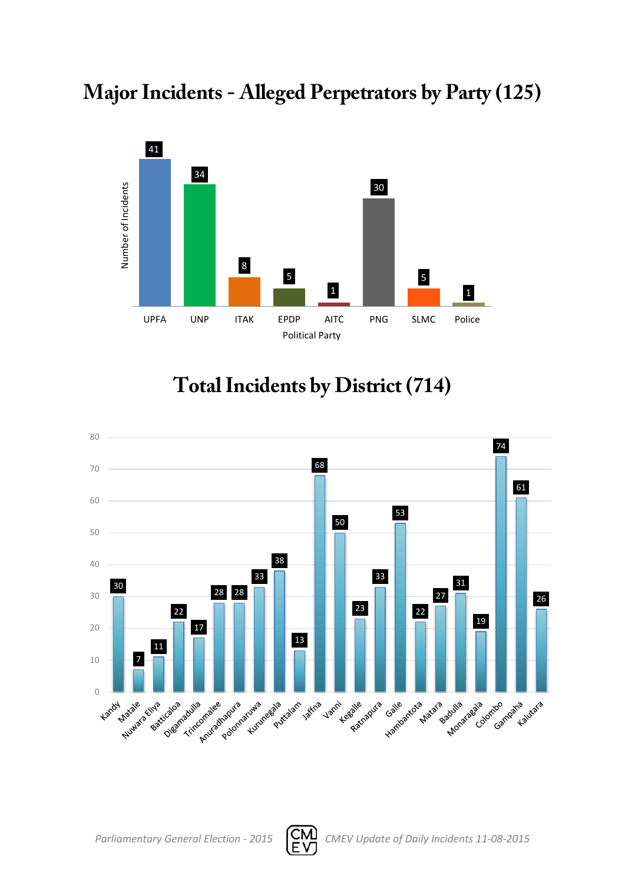# Major Incidents - Alleged Perpetrators by Party (125)

Number of Incidents

41
34
8
5
1
30
5
1

UPFA
UNP
ITAK
EPDP
AITC
PNG
SLMC
Police

Political Party

# Total Incidents by District (714)

80
70
60
50
40
30
20
10
0

30
7
11
22
17
28
28
33
38
13
68
50
23
33
53
22
27
31
19
74
61
26

Kandy
Matale
Nuwara Eliya
Batticaloa
Digamadulla
Trincomalee
Anuradhapura
Polonnaruwa
Kurunegala
Puttalam
Jaffna
Vanni
Kegalle
Ratnapura
Galle
Hambantota
Matara
Badulla
Monaragala
Colombo
Gampaha
Kalutara

*Parliamentary General Election - 2015* CMEV *CMEV Update of Daily Incidents 11-08-2015*